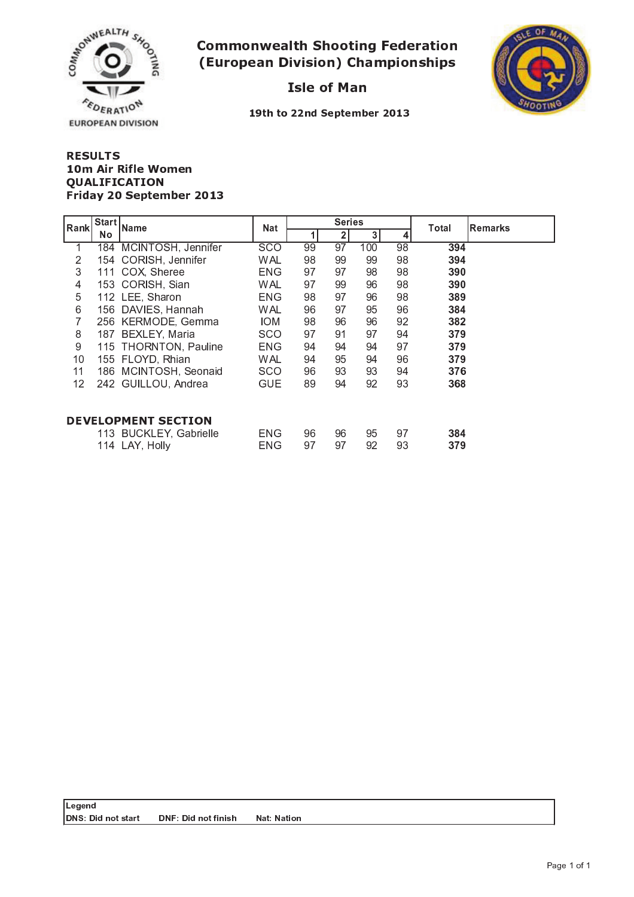# Commonwealth Shooting Federation (European Division) Championships

## Isle of Man

**19th to 22nd September 2013**

**RESULTS**
**10m Air Rifle Women**
**QUALIFICATION**
**Friday 20 September 2013**

| Rank | Start No | Name | Nat | Series 1 | Series 2 | Series 3 | Series 4 | Total | Remarks |
|---|---|---|---|---|---|---|---|---|---|
| 1 | 184 | MCINTOSH, Jennifer | SCO | 99 | 97 | 100 | 98 | **394** | |
| 2 | 154 | CORISH, Jennifer | WAL | 98 | 99 | 99 | 98 | **394** | |
| 3 | 111 | COX, Sheree | ENG | 97 | 97 | 98 | 98 | **390** | |
| 4 | 153 | CORISH, Sian | WAL | 97 | 99 | 96 | 98 | **390** | |
| 5 | 112 | LEE, Sharon | ENG | 98 | 97 | 96 | 98 | **389** | |
| 6 | 156 | DAVIES, Hannah | WAL | 96 | 97 | 95 | 96 | **384** | |
| 7 | 256 | KERMODE, Gemma | IOM | 98 | 96 | 96 | 92 | **382** | |
| 8 | 187 | BEXLEY, Maria | SCO | 97 | 91 | 97 | 94 | **379** | |
| 9 | 115 | THORNTON, Pauline | ENG | 94 | 94 | 94 | 97 | **379** | |
| 10 | 155 | FLOYD, Rhian | WAL | 94 | 95 | 94 | 96 | **379** | |
| 11 | 186 | MCINTOSH, Seonaid | SCO | 96 | 93 | 93 | 94 | **376** | |
| 12 | 242 | GUILLOU, Andrea | GUE | 89 | 94 | 92 | 93 | **368** | |

**DEVELOPMENT SECTION**

| Rank | Start No | Name | Nat | Series 1 | Series 2 | Series 3 | Series 4 | Total | Remarks |
|---|---|---|---|---|---|---|---|---|---|
| | 113 | BUCKLEY, Gabrielle | ENG | 96 | 96 | 95 | 97 | **384** | |
| | 114 | LAY, Holly | ENG | 97 | 97 | 92 | 93 | **379** | |

**Legend**
**DNS: Did not start** **DNF: Did not finish** **Nat: Nation**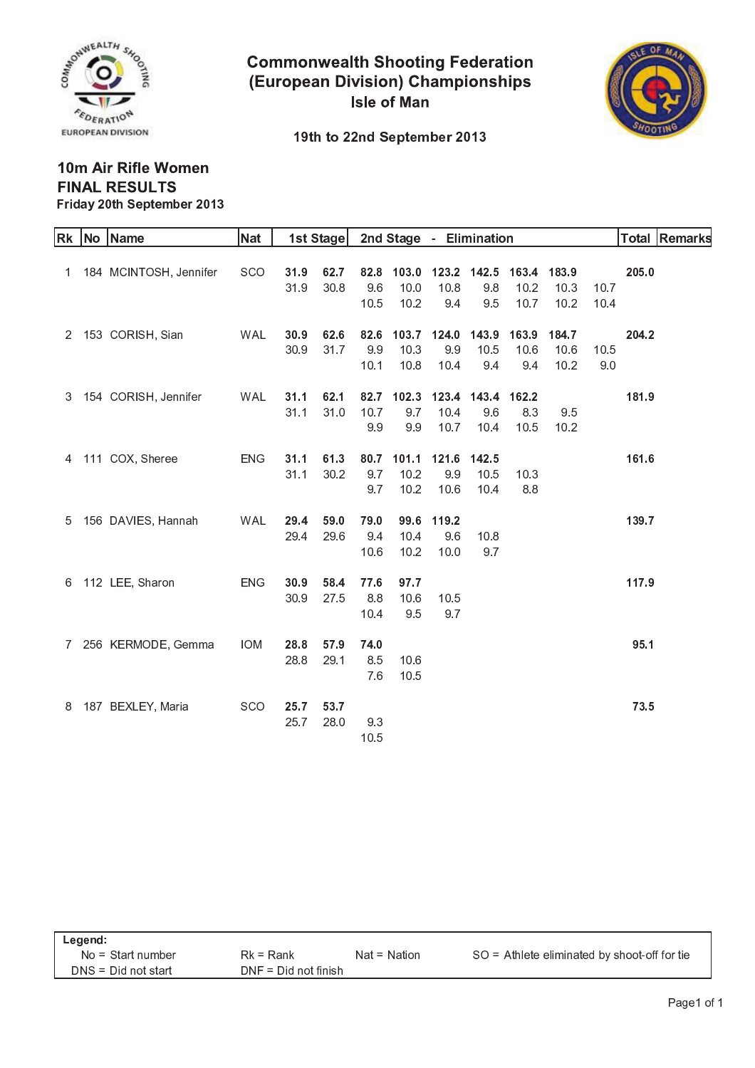# Commonwealth Shooting Federation (European Division) Championships

**Isle of Man**

**19th to 22nd September 2013**

## 10m Air Rifle Women

## FINAL RESULTS

**Friday 20th September 2013**

| Rk | No | Name | Nat | 1st Stage | | 2nd Stage - Elimination | | | | | | | Total | Remarks |
|---|---|---|---|---|---|---|---|---|---|---|---|---|---|---|
| 1 | 184 | MCINTOSH, Jennifer | SCO | **31.9** | **62.7** | **82.8** | **103.0** | **123.2** | **142.5** | **163.4** | **183.9** | | **205.0** | |
| | | | | 31.9 | 30.8 | 9.6 | 10.0 | 10.8 | 9.8 | 10.2 | 10.3 | 10.7 | | |
| | | | | | | 10.5 | 10.2 | 9.4 | 9.5 | 10.7 | 10.2 | 10.4 | | |
| 2 | 153 | CORISH, Sian | WAL | **30.9** | **62.6** | **82.6** | **103.7** | **124.0** | **143.9** | **163.9** | **184.7** | | **204.2** | |
| | | | | 30.9 | 31.7 | 9.9 | 10.3 | 9.9 | 10.5 | 10.6 | 10.6 | 10.5 | | |
| | | | | | | 10.1 | 10.8 | 10.4 | 9.4 | 9.4 | 10.2 | 9.0 | | |
| 3 | 154 | CORISH, Jennifer | WAL | **31.1** | **62.1** | **82.7** | **102.3** | **123.4** | **143.4** | **162.2** | | | **181.9** | |
| | | | | 31.1 | 31.0 | 10.7 | 9.7 | 10.4 | 9.6 | 8.3 | 9.5 | | | |
| | | | | | | 9.9 | 9.9 | 10.7 | 10.4 | 10.5 | 10.2 | | | |
| 4 | 111 | COX, Sheree | ENG | **31.1** | **61.3** | **80.7** | **101.1** | **121.6** | **142.5** | | | | **161.6** | |
| | | | | 31.1 | 30.2 | 9.7 | 10.2 | 9.9 | 10.5 | 10.3 | | | | |
| | | | | | | 9.7 | 10.2 | 10.6 | 10.4 | 8.8 | | | | |
| 5 | 156 | DAVIES, Hannah | WAL | **29.4** | **59.0** | **79.0** | **99.6** | **119.2** | | | | | **139.7** | |
| | | | | 29.4 | 29.6 | 9.4 | 10.4 | 9.6 | 10.8 | | | | | |
| | | | | | | 10.6 | 10.2 | 10.0 | 9.7 | | | | | |
| 6 | 112 | LEE, Sharon | ENG | **30.9** | **58.4** | **77.6** | **97.7** | | | | | | **117.9** | |
| | | | | 30.9 | 27.5 | 8.8 | 10.6 | 10.5 | | | | | | |
| | | | | | | 10.4 | 9.5 | 9.7 | | | | | | |
| 7 | 256 | KERMODE, Gemma | IOM | **28.8** | **57.9** | **74.0** | | | | | | | **95.1** | |
| | | | | 28.8 | 29.1 | 8.5 | 10.6 | | | | | | | |
| | | | | | | 7.6 | 10.5 | | | | | | | |
| 8 | 187 | BEXLEY, Maria | SCO | **25.7** | **53.7** | | | | | | | | **73.5** | |
| | | | | 25.7 | 28.0 | 9.3 | | | | | | | | |
| | | | | | | 10.5 | | | | | | | | |

**Legend:**

No = Start number | Rk = Rank | Nat = Nation | SO = Athlete eliminated by shoot-off for tie
DNS = Did not start | DNF = Did not finish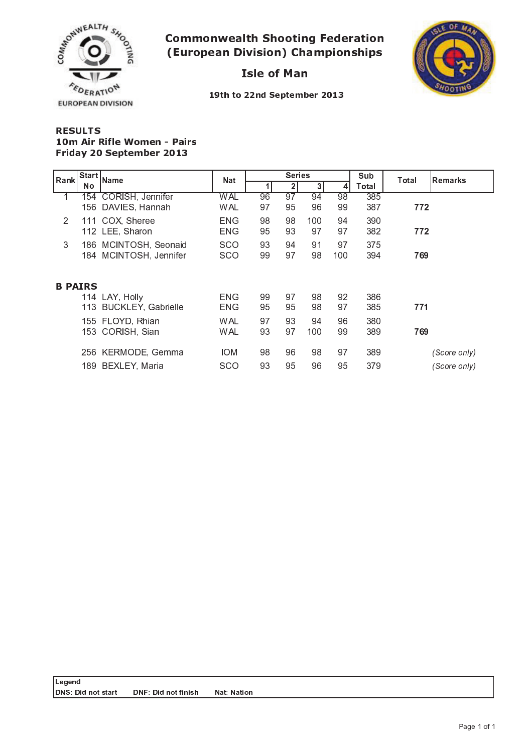# Commonwealth Shooting Federation (European Division) Championships

## Isle of Man

**19th to 22nd September 2013**

**RESULTS**
**10m Air Rifle Women - Pairs**
**Friday 20 September 2013**

| Rank | Start No | Name | Nat | Series 1 | Series 2 | Series 3 | Series 4 | Sub Total | Total | Remarks |
|---|---|---|---|---|---|---|---|---|---|---|
| 1 | 154 | CORISH, Jennifer | WAL | 96 | 97 | 94 | 98 | 385 | | |
| | 156 | DAVIES, Hannah | WAL | 97 | 95 | 96 | 99 | 387 | **772** | |
| 2 | 111 | COX, Sheree | ENG | 98 | 98 | 100 | 94 | 390 | | |
| | 112 | LEE, Sharon | ENG | 95 | 93 | 97 | 97 | 382 | **772** | |
| 3 | 186 | MCINTOSH, Seonaid | SCO | 93 | 94 | 91 | 97 | 375 | | |
| | 184 | MCINTOSH, Jennifer | SCO | 99 | 97 | 98 | 100 | 394 | **769** | |

**B PAIRS**

| Rank | Start No | Name | Nat | Series 1 | Series 2 | Series 3 | Series 4 | Sub Total | Total | Remarks |
|---|---|---|---|---|---|---|---|---|---|---|
| | 114 | LAY, Holly | ENG | 99 | 97 | 98 | 92 | 386 | | |
| | 113 | BUCKLEY, Gabrielle | ENG | 95 | 95 | 98 | 97 | 385 | **771** | |
| | 155 | FLOYD, Rhian | WAL | 97 | 93 | 94 | 96 | 380 | | |
| | 153 | CORISH, Sian | WAL | 93 | 97 | 100 | 99 | 389 | **769** | |
| | 256 | KERMODE, Gemma | IOM | 98 | 96 | 98 | 97 | 389 | | *(Score only)* |
| | 189 | BEXLEY, Maria | SCO | 93 | 95 | 96 | 95 | 379 | | *(Score only)* |

**Legend**
DNS: Did not start DNF: Did not finish Nat: Nation